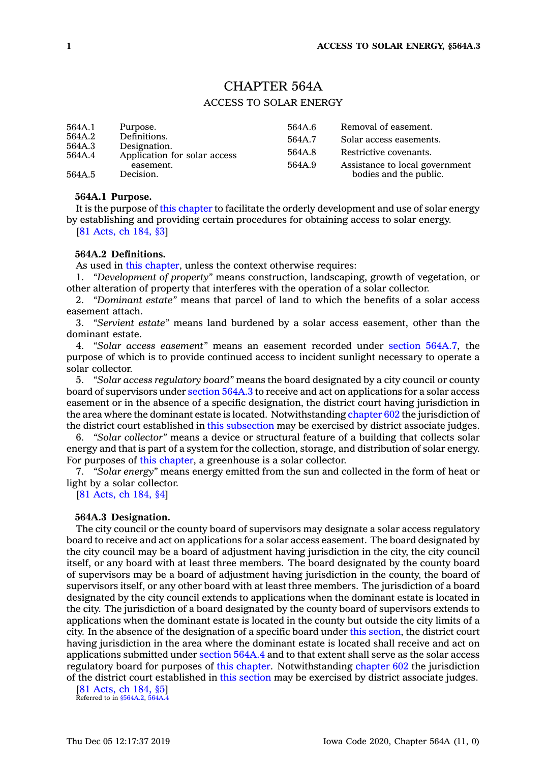# CHAPTER 564A

## ACCESS TO SOLAR ENERGY

| | | | |
|---|---|---|---|
| 564A.1 | Purpose. | 564A.6 | Removal of easement. |
| 564A.2 | Definitions. | 564A.7 | Solar access easements. |
| 564A.3 | Designation. | 564A.8 | Restrictive covenants. |
| 564A.4 | Application for solar access easement. | 564A.9 | Assistance to local government bodies and the public. |
| 564A.5 | Decision. | | |

**564A.1 Purpose.**

It is the purpose of this chapter to facilitate the orderly development and use of solar energy by establishing and providing certain procedures for obtaining access to solar energy.

[81 Acts, ch 184, §3]

**564A.2 Definitions.**

As used in this chapter, unless the context otherwise requires:

1. *"Development of property"* means construction, landscaping, growth of vegetation, or other alteration of property that interferes with the operation of a solar collector.

2. *"Dominant estate"* means that parcel of land to which the benefits of a solar access easement attach.

3. *"Servient estate"* means land burdened by a solar access easement, other than the dominant estate.

4. *"Solar access easement"* means an easement recorded under section 564A.7, the purpose of which is to provide continued access to incident sunlight necessary to operate a solar collector.

5. *"Solar access regulatory board"* means the board designated by a city council or county board of supervisors under section 564A.3 to receive and act on applications for a solar access easement or in the absence of a specific designation, the district court having jurisdiction in the area where the dominant estate is located. Notwithstanding chapter 602 the jurisdiction of the district court established in this subsection may be exercised by district associate judges.

6. *"Solar collector"* means a device or structural feature of a building that collects solar energy and that is part of a system for the collection, storage, and distribution of solar energy. For purposes of this chapter, a greenhouse is a solar collector.

7. *"Solar energy"* means energy emitted from the sun and collected in the form of heat or light by a solar collector.

[81 Acts, ch 184, §4]

**564A.3 Designation.**

The city council or the county board of supervisors may designate a solar access regulatory board to receive and act on applications for a solar access easement. The board designated by the city council may be a board of adjustment having jurisdiction in the city, the city council itself, or any board with at least three members. The board designated by the county board of supervisors may be a board of adjustment having jurisdiction in the county, the board of supervisors itself, or any other board with at least three members. The jurisdiction of a board designated by the city council extends to applications when the dominant estate is located in the city. The jurisdiction of a board designated by the county board of supervisors extends to applications when the dominant estate is located in the county but outside the city limits of a city. In the absence of the designation of a specific board under this section, the district court having jurisdiction in the area where the dominant estate is located shall receive and act on applications submitted under section 564A.4 and to that extent shall serve as the solar access regulatory board for purposes of this chapter. Notwithstanding chapter 602 the jurisdiction of the district court established in this section may be exercised by district associate judges.

[81 Acts, ch 184, §5]

Referred to in §564A.2, 564A.4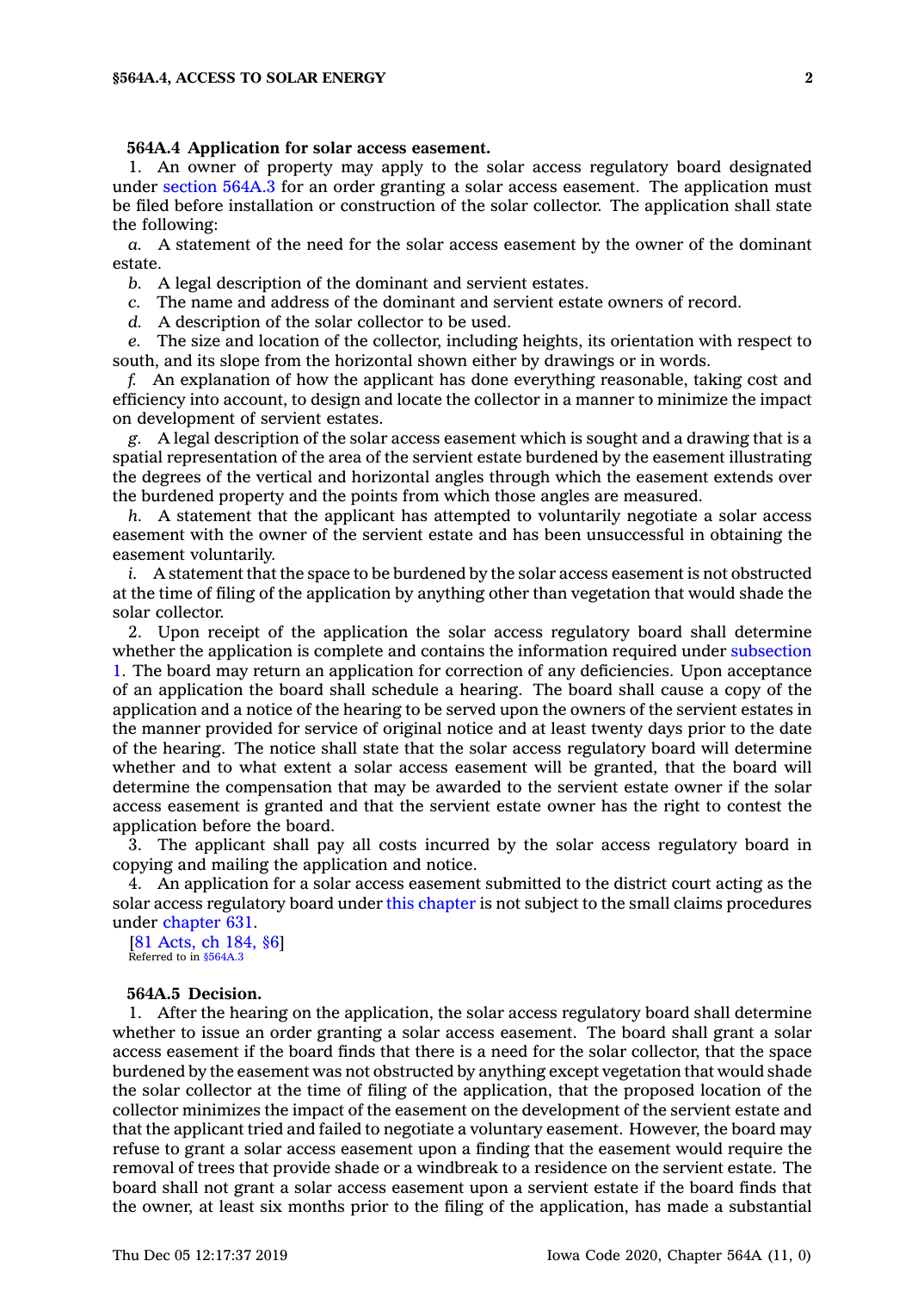**564A.4 Application for solar access easement.**

1. An owner of property may apply to the solar access regulatory board designated under section 564A.3 for an order granting a solar access easement. The application must be filed before installation or construction of the solar collector. The application shall state the following:

*a.* A statement of the need for the solar access easement by the owner of the dominant estate.

*b.* A legal description of the dominant and servient estates.

*c.* The name and address of the dominant and servient estate owners of record.

*d.* A description of the solar collector to be used.

*e.* The size and location of the collector, including heights, its orientation with respect to south, and its slope from the horizontal shown either by drawings or in words.

*f.* An explanation of how the applicant has done everything reasonable, taking cost and efficiency into account, to design and locate the collector in a manner to minimize the impact on development of servient estates.

*g.* A legal description of the solar access easement which is sought and a drawing that is a spatial representation of the area of the servient estate burdened by the easement illustrating the degrees of the vertical and horizontal angles through which the easement extends over the burdened property and the points from which those angles are measured.

*h.* A statement that the applicant has attempted to voluntarily negotiate a solar access easement with the owner of the servient estate and has been unsuccessful in obtaining the easement voluntarily.

*i.* A statement that the space to be burdened by the solar access easement is not obstructed at the time of filing of the application by anything other than vegetation that would shade the solar collector.

2. Upon receipt of the application the solar access regulatory board shall determine whether the application is complete and contains the information required under subsection 1. The board may return an application for correction of any deficiencies. Upon acceptance of an application the board shall schedule a hearing. The board shall cause a copy of the application and a notice of the hearing to be served upon the owners of the servient estates in the manner provided for service of original notice and at least twenty days prior to the date of the hearing. The notice shall state that the solar access regulatory board will determine whether and to what extent a solar access easement will be granted, that the board will determine the compensation that may be awarded to the servient estate owner if the solar access easement is granted and that the servient estate owner has the right to contest the application before the board.

3. The applicant shall pay all costs incurred by the solar access regulatory board in copying and mailing the application and notice.

4. An application for a solar access easement submitted to the district court acting as the solar access regulatory board under this chapter is not subject to the small claims procedures under chapter 631.

[81 Acts, ch 184, §6]
Referred to in §564A.3

**564A.5 Decision.**

1. After the hearing on the application, the solar access regulatory board shall determine whether to issue an order granting a solar access easement. The board shall grant a solar access easement if the board finds that there is a need for the solar collector, that the space burdened by the easement was not obstructed by anything except vegetation that would shade the solar collector at the time of filing of the application, that the proposed location of the collector minimizes the impact of the easement on the development of the servient estate and that the applicant tried and failed to negotiate a voluntary easement. However, the board may refuse to grant a solar access easement upon a finding that the easement would require the removal of trees that provide shade or a windbreak to a residence on the servient estate. The board shall not grant a solar access easement upon a servient estate if the board finds that the owner, at least six months prior to the filing of the application, has made a substantial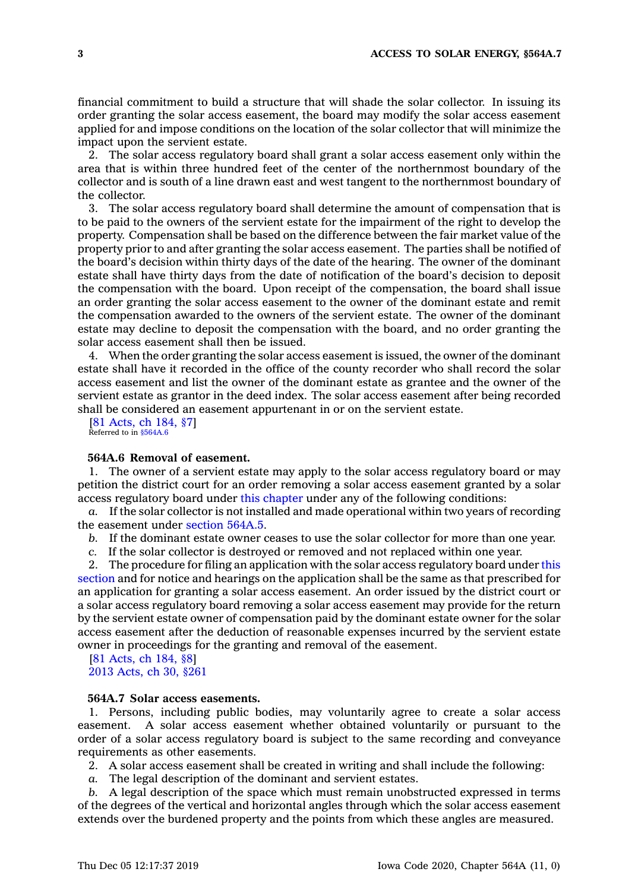financial commitment to build a structure that will shade the solar collector. In issuing its order granting the solar access easement, the board may modify the solar access easement applied for and impose conditions on the location of the solar collector that will minimize the impact upon the servient estate.

2. The solar access regulatory board shall grant a solar access easement only within the area that is within three hundred feet of the center of the northernmost boundary of the collector and is south of a line drawn east and west tangent to the northernmost boundary of the collector.

3. The solar access regulatory board shall determine the amount of compensation that is to be paid to the owners of the servient estate for the impairment of the right to develop the property. Compensation shall be based on the difference between the fair market value of the property prior to and after granting the solar access easement. The parties shall be notified of the board's decision within thirty days of the date of the hearing. The owner of the dominant estate shall have thirty days from the date of notification of the board's decision to deposit the compensation with the board. Upon receipt of the compensation, the board shall issue an order granting the solar access easement to the owner of the dominant estate and remit the compensation awarded to the owners of the servient estate. The owner of the dominant estate may decline to deposit the compensation with the board, and no order granting the solar access easement shall then be issued.

4. When the order granting the solar access easement is issued, the owner of the dominant estate shall have it recorded in the office of the county recorder who shall record the solar access easement and list the owner of the dominant estate as grantee and the owner of the servient estate as grantor in the deed index. The solar access easement after being recorded shall be considered an easement appurtenant in or on the servient estate.

[81 Acts, ch 184, §7]
Referred to in §564A.6

**564A.6 Removal of easement.**

1. The owner of a servient estate may apply to the solar access regulatory board or may petition the district court for an order removing a solar access easement granted by a solar access regulatory board under this chapter under any of the following conditions:

*a.* If the solar collector is not installed and made operational within two years of recording the easement under section 564A.5.

*b.* If the dominant estate owner ceases to use the solar collector for more than one year.

*c.* If the solar collector is destroyed or removed and not replaced within one year.

2. The procedure for filing an application with the solar access regulatory board under this section and for notice and hearings on the application shall be the same as that prescribed for an application for granting a solar access easement. An order issued by the district court or a solar access regulatory board removing a solar access easement may provide for the return by the servient estate owner of compensation paid by the dominant estate owner for the solar access easement after the deduction of reasonable expenses incurred by the servient estate owner in proceedings for the granting and removal of the easement.

[81 Acts, ch 184, §8]
2013 Acts, ch 30, §261

**564A.7 Solar access easements.**

1. Persons, including public bodies, may voluntarily agree to create a solar access easement. A solar access easement whether obtained voluntarily or pursuant to the order of a solar access regulatory board is subject to the same recording and conveyance requirements as other easements.

2. A solar access easement shall be created in writing and shall include the following:

*a.* The legal description of the dominant and servient estates.

*b.* A legal description of the space which must remain unobstructed expressed in terms of the degrees of the vertical and horizontal angles through which the solar access easement extends over the burdened property and the points from which these angles are measured.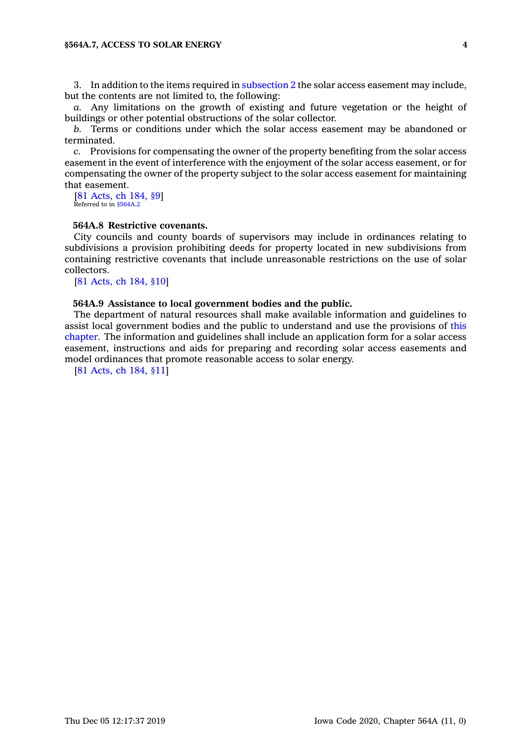3. In addition to the items required in subsection 2 the solar access easement may include, but the contents are not limited to, the following:

*a.* Any limitations on the growth of existing and future vegetation or the height of buildings or other potential obstructions of the solar collector.

*b.* Terms or conditions under which the solar access easement may be abandoned or terminated.

*c.* Provisions for compensating the owner of the property benefiting from the solar access easement in the event of interference with the enjoyment of the solar access easement, or for compensating the owner of the property subject to the solar access easement for maintaining that easement.

[81 Acts, ch 184, §9]
Referred to in §564A.2

**564A.8 Restrictive covenants.**

City councils and county boards of supervisors may include in ordinances relating to subdivisions a provision prohibiting deeds for property located in new subdivisions from containing restrictive covenants that include unreasonable restrictions on the use of solar collectors.

[81 Acts, ch 184, §10]

**564A.9 Assistance to local government bodies and the public.**

The department of natural resources shall make available information and guidelines to assist local government bodies and the public to understand and use the provisions of this chapter. The information and guidelines shall include an application form for a solar access easement, instructions and aids for preparing and recording solar access easements and model ordinances that promote reasonable access to solar energy.

[81 Acts, ch 184, §11]